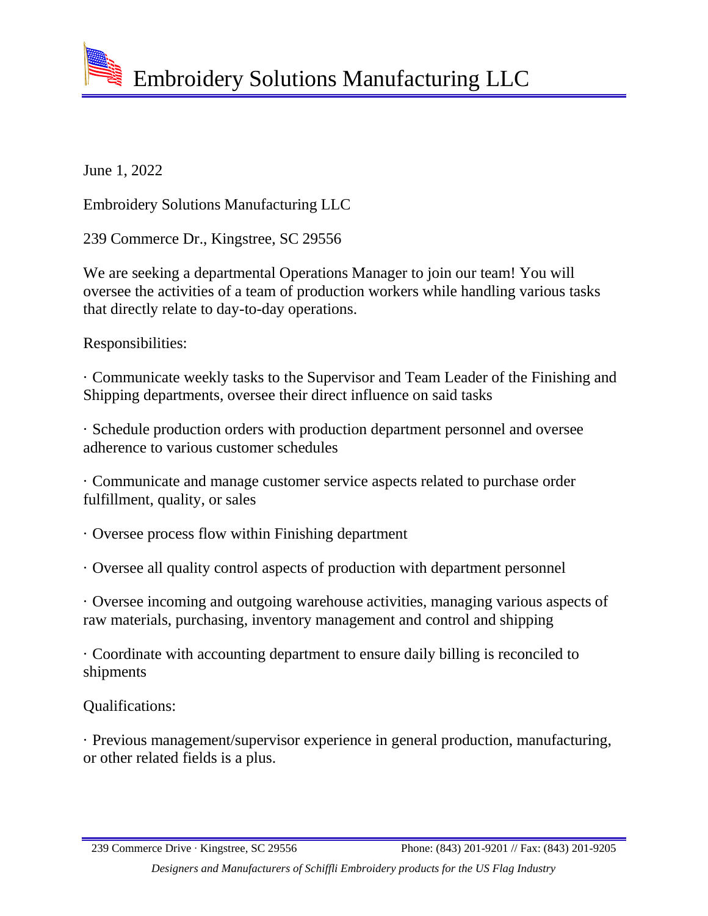# Embroidery Solutions Manufacturing LLC

June 1, 2022

Embroidery Solutions Manufacturing LLC

239 Commerce Dr., Kingstree, SC 29556

We are seeking a departmental Operations Manager to join our team! You will oversee the activities of a team of production workers while handling various tasks that directly relate to day-to-day operations.

Responsibilities:

· Communicate weekly tasks to the Supervisor and Team Leader of the Finishing and Shipping departments, oversee their direct influence on said tasks

· Schedule production orders with production department personnel and oversee adherence to various customer schedules

· Communicate and manage customer service aspects related to purchase order fulfillment, quality, or sales

· Oversee process flow within Finishing department

· Oversee all quality control aspects of production with department personnel

· Oversee incoming and outgoing warehouse activities, managing various aspects of raw materials, purchasing, inventory management and control and shipping

· Coordinate with accounting department to ensure daily billing is reconciled to shipments

Qualifications:

· Previous management/supervisor experience in general production, manufacturing, or other related fields is a plus.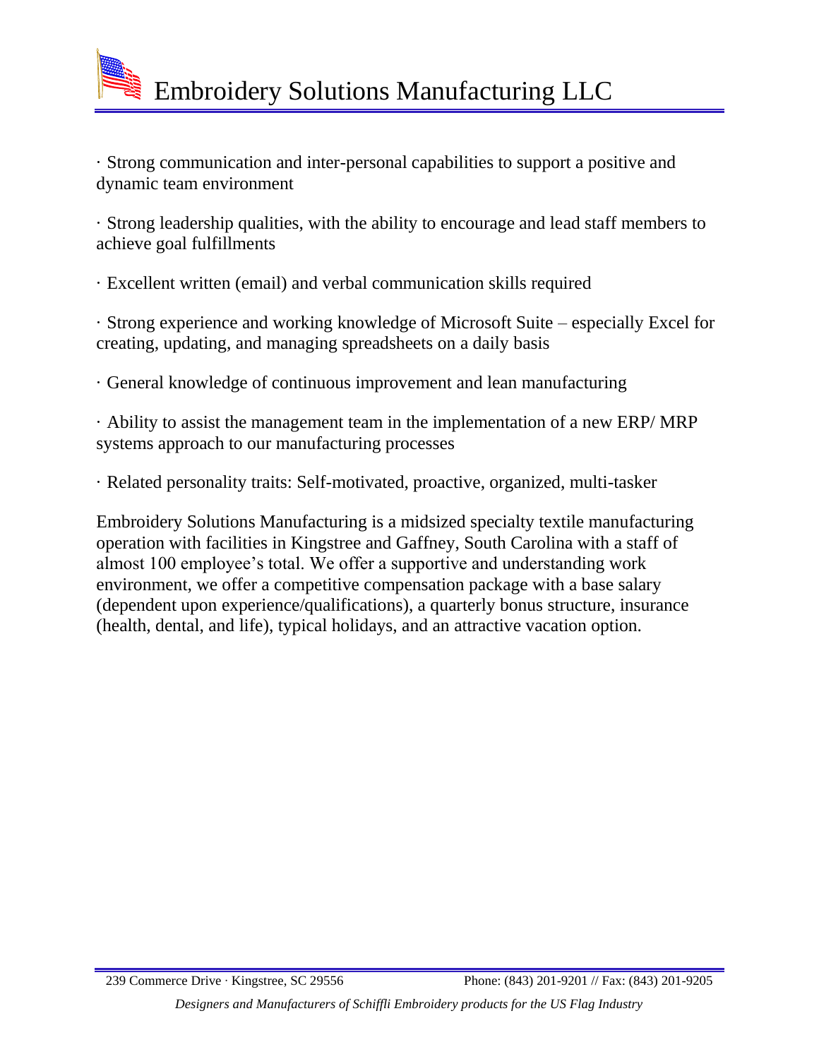· Strong communication and inter-personal capabilities to support a positive and dynamic team environment

· Strong leadership qualities, with the ability to encourage and lead staff members to achieve goal fulfillments

· Excellent written (email) and verbal communication skills required

· Strong experience and working knowledge of Microsoft Suite – especially Excel for creating, updating, and managing spreadsheets on a daily basis

· General knowledge of continuous improvement and lean manufacturing

· Ability to assist the management team in the implementation of a new ERP/ MRP systems approach to our manufacturing processes

· Related personality traits: Self-motivated, proactive, organized, multi-tasker

Embroidery Solutions Manufacturing is a midsized specialty textile manufacturing operation with facilities in Kingstree and Gaffney, South Carolina with a staff of almost 100 employee's total. We offer a supportive and understanding work environment, we offer a competitive compensation package with a base salary (dependent upon experience/qualifications), a quarterly bonus structure, insurance (health, dental, and life), typical holidays, and an attractive vacation option.